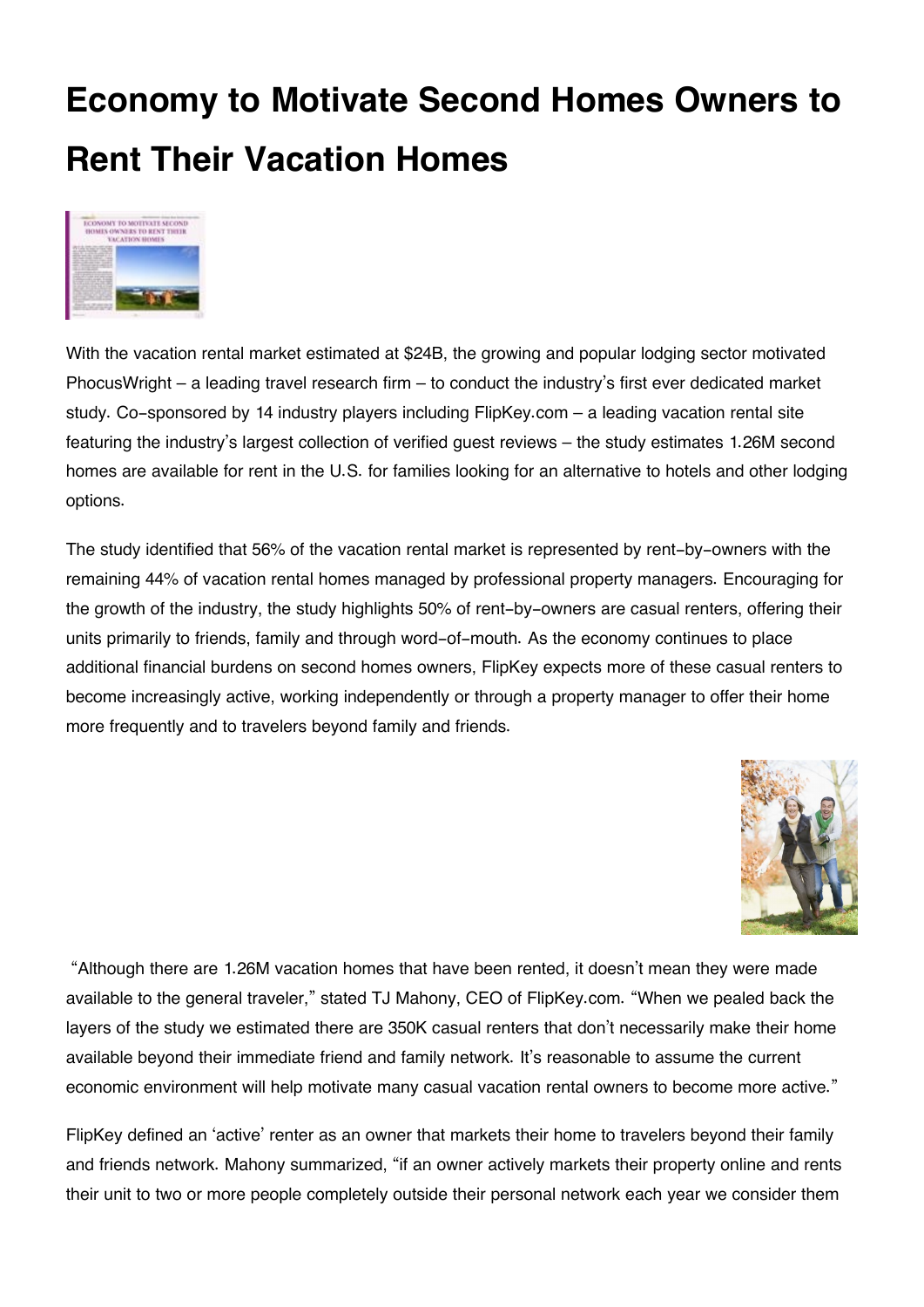# Economy to Motivate Second Homes Owners to Rent Their Vacation Homes

With the vacation rental market estimated at $24B, the growing and popular lodging sector motivated PhocusWright – a leading travel research firm – to conduct the industry's first ever dedicated market study. Co-sponsored by 14 industry players including FlipKey.com – a leading vacation rental site featuring the industry's largest collection of verified guest reviews – the study estimates 1.26M second homes are available for rent in the U.S. for families looking for an alternative to hotels and other lodging options.

The study identified that 56% of the vacation rental market is represented by rent-by-owners with the remaining 44% of vacation rental homes managed by professional property managers. Encouraging for the growth of the industry, the study highlights 50% of rent-by-owners are casual renters, offering their units primarily to friends, family and through word-of-mouth. As the economy continues to place additional financial burdens on second homes owners, FlipKey expects more of these casual renters to become increasingly active, working independently or through a property manager to offer their home more frequently and to travelers beyond family and friends.

"Although there are 1.26M vacation homes that have been rented, it doesn't mean they were made available to the general traveler," stated TJ Mahony, CEO of FlipKey.com. "When we pealed back the layers of the study we estimated there are 350K casual renters that don't necessarily make their home available beyond their immediate friend and family network. It's reasonable to assume the current economic environment will help motivate many casual vacation rental owners to become more active."

FlipKey defined an 'active' renter as an owner that markets their home to travelers beyond their family and friends network. Mahony summarized, "if an owner actively markets their property online and rents their unit to two or more people completely outside their personal network each year we consider them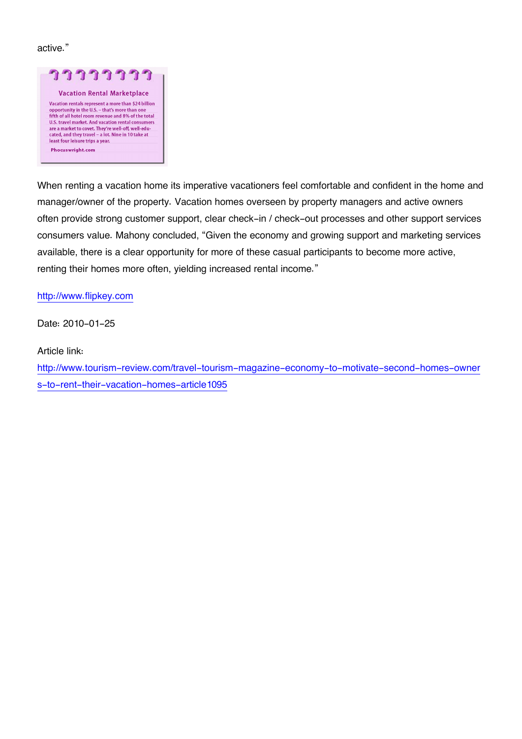active."

Vacation Rental Marketplace

Vacation rentals represent a more than $24 billion opportunity in the U.S. – that's more than one fifth of all hotel room revenue and 8% of the total U.S. travel market. And vacation rental consumers are a market to covet. They're well-off, well-educated, and they travel – a lot. Nine in 10 take at least four leisure trips a year.

Phocuswright.com

When renting a vacation home its imperative vacationers feel comfortable and confident in the home and manager/owner of the property. Vacation homes overseen by property managers and active owners often provide strong customer support, clear check-in / check-out processes and other support services consumers value. Mahony concluded, "Given the economy and growing support and marketing services available, there is a clear opportunity for more of these casual participants to become more active, renting their homes more often, yielding increased rental income."

http://www.flipkey.com

Date: 2010-01-25

Article link:
http://www.tourism-review.com/travel-tourism-magazine-economy-to-motivate-second-homes-owners-to-rent-their-vacation-homes-article1095